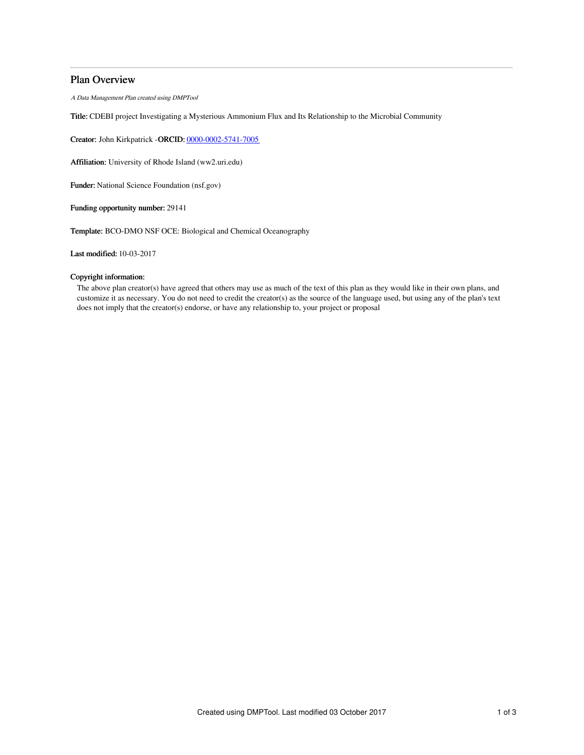# Plan Overview

*A Data Management Plan created using DMPTool*

**Title:** CDEBI project Investigating a Mysterious Ammonium Flux and Its Relationship to the Microbial Community

**Creator:** John Kirkpatrick -**ORCID:** 0000-0002-5741-7005

**Affiliation:** University of Rhode Island (ww2.uri.edu)

**Funder:** National Science Foundation (nsf.gov)

**Funding opportunity number:** 29141

**Template:** BCO-DMO NSF OCE: Biological and Chemical Oceanography

**Last modified:** 10-03-2017

**Copyright information:**

The above plan creator(s) have agreed that others may use as much of the text of this plan as they would like in their own plans, and customize it as necessary. You do not need to credit the creator(s) as the source of the language used, but using any of the plan's text does not imply that the creator(s) endorse, or have any relationship to, your project or proposal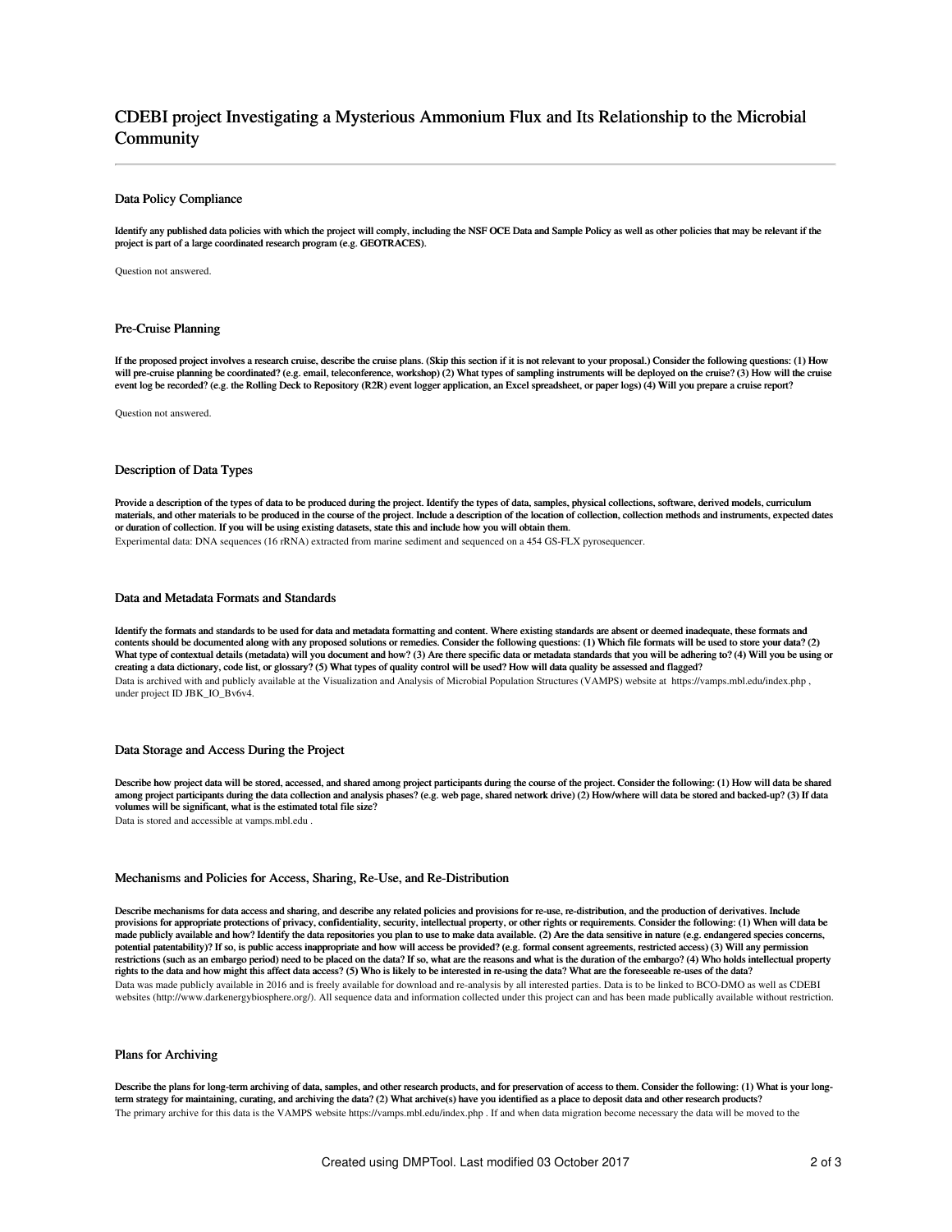# CDEBI project Investigating a Mysterious Ammonium Flux and Its Relationship to the Microbial Community

## Data Policy Compliance

**Identify any published data policies with which the project will comply, including the NSF OCE Data and Sample Policy as well as other policies that may be relevant if the project is part of a large coordinated research program (e.g. GEOTRACES).**

Question not answered.

## Pre-Cruise Planning

**If the proposed project involves a research cruise, describe the cruise plans. (Skip this section if it is not relevant to your proposal.) Consider the following questions: (1) How will pre-cruise planning be coordinated? (e.g. email, teleconference, workshop) (2) What types of sampling instruments will be deployed on the cruise? (3) How will the cruise event log be recorded? (e.g. the Rolling Deck to Repository (R2R) event logger application, an Excel spreadsheet, or paper logs) (4) Will you prepare a cruise report?**

Question not answered.

## Description of Data Types

**Provide a description of the types of data to be produced during the project. Identify the types of data, samples, physical collections, software, derived models, curriculum materials, and other materials to be produced in the course of the project. Include a description of the location of collection, collection methods and instruments, expected dates or duration of collection. If you will be using existing datasets, state this and include how you will obtain them.**

Experimental data: DNA sequences (16 rRNA) extracted from marine sediment and sequenced on a 454 GS-FLX pyrosequencer.

## Data and Metadata Formats and Standards

**Identify the formats and standards to be used for data and metadata formatting and content. Where existing standards are absent or deemed inadequate, these formats and contents should be documented along with any proposed solutions or remedies. Consider the following questions: (1) Which file formats will be used to store your data? (2) What type of contextual details (metadata) will you document and how? (3) Are there specific data or metadata standards that you will be adhering to? (4) Will you be using or creating a data dictionary, code list, or glossary? (5) What types of quality control will be used? How will data quality be assessed and flagged?**

Data is archived with and publicly available at the Visualization and Analysis of Microbial Population Structures (VAMPS) website at https://vamps.mbl.edu/index.php , under project ID JBK_IO_Bv6v4.

## Data Storage and Access During the Project

**Describe how project data will be stored, accessed, and shared among project participants during the course of the project. Consider the following: (1) How will data be shared among project participants during the data collection and analysis phases? (e.g. web page, shared network drive) (2) How/where will data be stored and backed-up? (3) If data volumes will be significant, what is the estimated total file size?**

Data is stored and accessible at vamps.mbl.edu .

## Mechanisms and Policies for Access, Sharing, Re-Use, and Re-Distribution

**Describe mechanisms for data access and sharing, and describe any related policies and provisions for re-use, re-distribution, and the production of derivatives. Include provisions for appropriate protections of privacy, confidentiality, security, intellectual property, or other rights or requirements. Consider the following: (1) When will data be made publicly available and how? Identify the data repositories you plan to use to make data available. (2) Are the data sensitive in nature (e.g. endangered species concerns, potential patentability)? If so, is public access inappropriate and how will access be provided? (e.g. formal consent agreements, restricted access) (3) Will any permission restrictions (such as an embargo period) need to be placed on the data? If so, what are the reasons and what is the duration of the embargo? (4) Who holds intellectual property rights to the data and how might this affect data access? (5) Who is likely to be interested in re-using the data? What are the foreseeable re-uses of the data?**

Data was made publicly available in 2016 and is freely available for download and re-analysis by all interested parties. Data is to be linked to BCO-DMO as well as CDEBI websites (http://www.darkenergybiosphere.org/). All sequence data and information collected under this project can and has been made publically available without restriction.

## Plans for Archiving

**Describe the plans for long-term archiving of data, samples, and other research products, and for preservation of access to them. Consider the following: (1) What is your long-term strategy for maintaining, curating, and archiving the data? (2) What archive(s) have you identified as a place to deposit data and other research products?**

The primary archive for this data is the VAMPS website https://vamps.mbl.edu/index.php . If and when data migration become necessary the data will be moved to the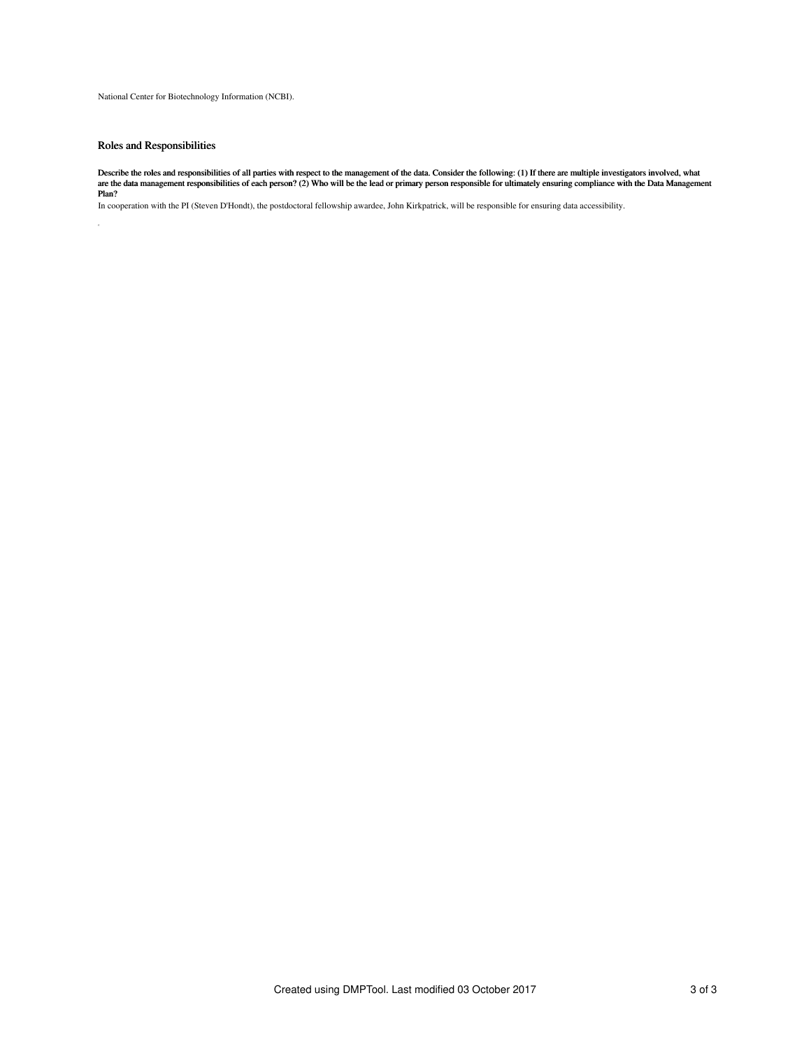National Center for Biotechnology Information (NCBI).

## Roles and Responsibilities

**Describe the roles and responsibilities of all parties with respect to the management of the data. Consider the following: (1) If there are multiple investigators involved, what are the data management responsibilities of each person? (2) Who will be the lead or primary person responsible for ultimately ensuring compliance with the Data Management Plan?**

In cooperation with the PI (Steven D'Hondt), the postdoctoral fellowship awardee, John Kirkpatrick, will be responsible for ensuring data accessibility.